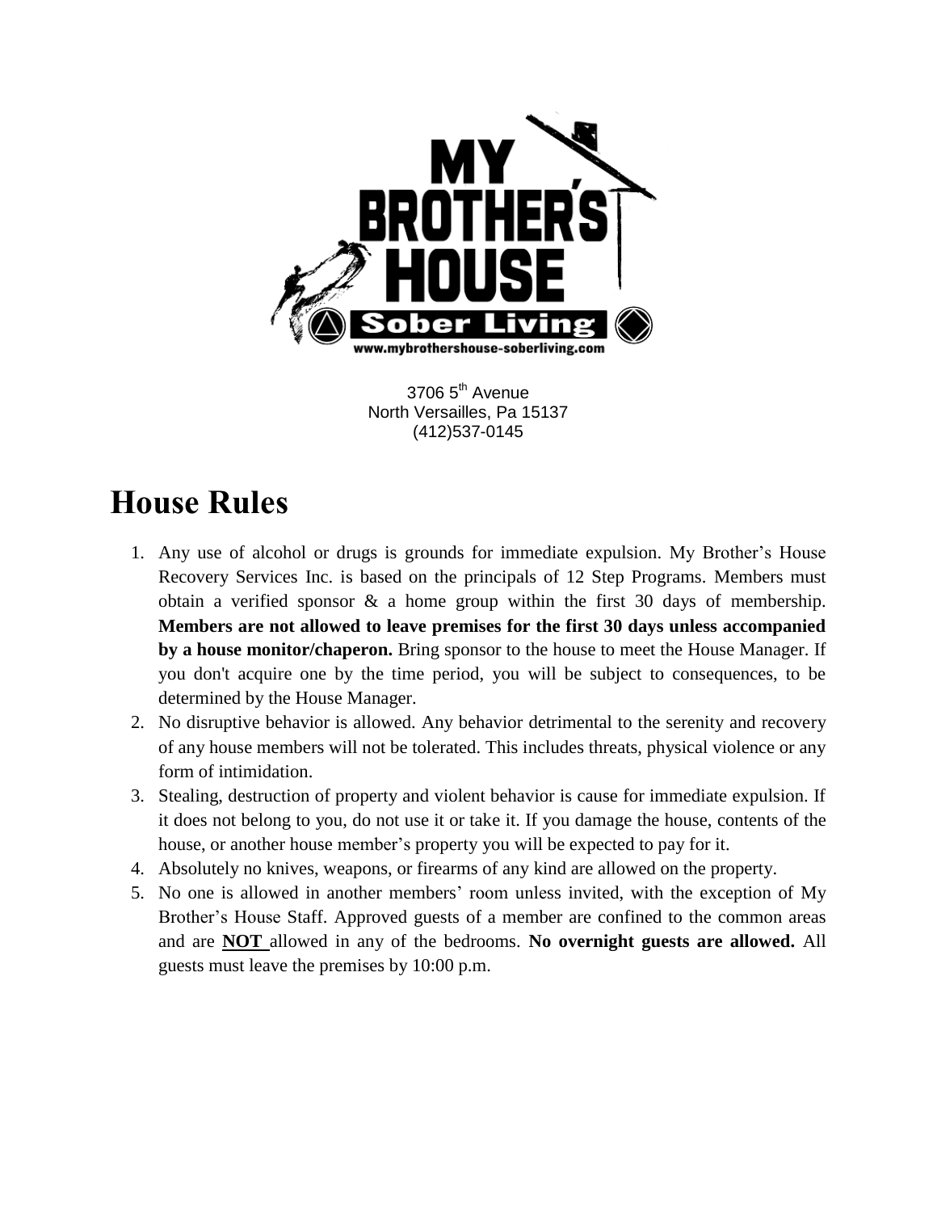3706 5th Avenue
North Versailles, Pa 15137
(412)537-0145

# House Rules

1. Any use of alcohol or drugs is grounds for immediate expulsion. My Brother's House Recovery Services Inc. is based on the principals of 12 Step Programs. Members must obtain a verified sponsor & a home group within the first 30 days of membership. **Members are not allowed to leave premises for the first 30 days unless accompanied by a house monitor/chaperon.** Bring sponsor to the house to meet the House Manager. If you don't acquire one by the time period, you will be subject to consequences, to be determined by the House Manager.
2. No disruptive behavior is allowed. Any behavior detrimental to the serenity and recovery of any house members will not be tolerated. This includes threats, physical violence or any form of intimidation.
3. Stealing, destruction of property and violent behavior is cause for immediate expulsion. If it does not belong to you, do not use it or take it. If you damage the house, contents of the house, or another house member's property you will be expected to pay for it.
4. Absolutely no knives, weapons, or firearms of any kind are allowed on the property.
5. No one is allowed in another members' room unless invited, with the exception of My Brother's House Staff. Approved guests of a member are confined to the common areas and are **NOT** allowed in any of the bedrooms. **No overnight guests are allowed.** All guests must leave the premises by 10:00 p.m.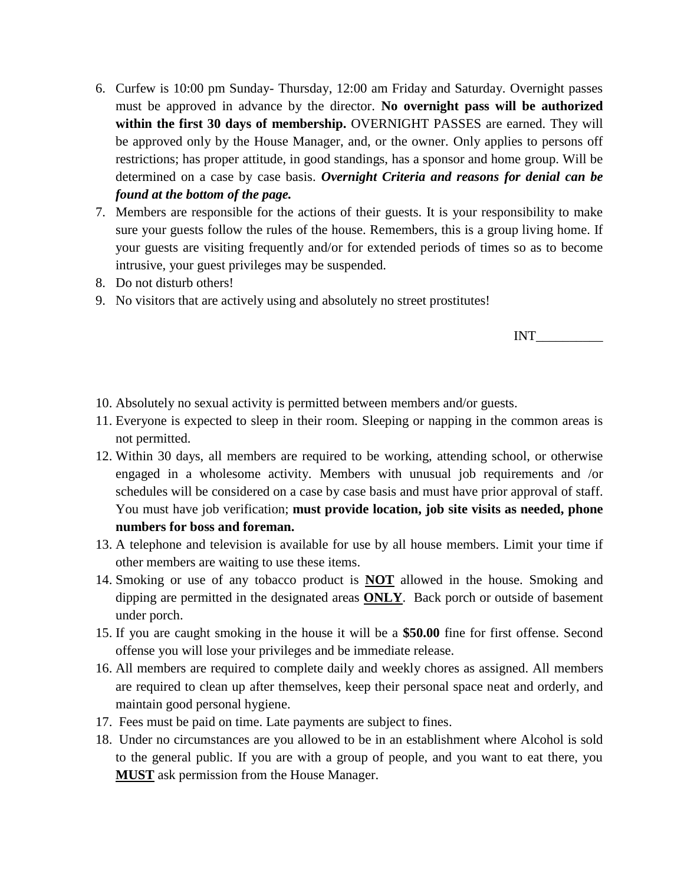6. Curfew is 10:00 pm Sunday- Thursday, 12:00 am Friday and Saturday. Overnight passes must be approved in advance by the director. **No overnight pass will be authorized within the first 30 days of membership.** OVERNIGHT PASSES are earned. They will be approved only by the House Manager, and, or the owner. Only applies to persons off restrictions; has proper attitude, in good standings, has a sponsor and home group. Will be determined on a case by case basis. ***Overnight Criteria and reasons for denial can be found at the bottom of the page.***
7. Members are responsible for the actions of their guests. It is your responsibility to make sure your guests follow the rules of the house. Remembers, this is a group living home. If your guests are visiting frequently and/or for extended periods of times so as to become intrusive, your guest privileges may be suspended.
8. Do not disturb others!
9. No visitors that are actively using and absolutely no street prostitutes!

INT__________

10. Absolutely no sexual activity is permitted between members and/or guests.
11. Everyone is expected to sleep in their room. Sleeping or napping in the common areas is not permitted.
12. Within 30 days, all members are required to be working, attending school, or otherwise engaged in a wholesome activity. Members with unusual job requirements and /or schedules will be considered on a case by case basis and must have prior approval of staff. You must have job verification; **must provide location, job site visits as needed, phone numbers for boss and foreman.**
13. A telephone and television is available for use by all house members. Limit your time if other members are waiting to use these items.
14. Smoking or use of any tobacco product is **<u>NOT</u>** allowed in the house. Smoking and dipping are permitted in the designated areas **<u>ONLY</u>**. Back porch or outside of basement under porch.
15. If you are caught smoking in the house it will be a **$50.00** fine for first offense. Second offense you will lose your privileges and be immediate release.
16. All members are required to complete daily and weekly chores as assigned. All members are required to clean up after themselves, keep their personal space neat and orderly, and maintain good personal hygiene.
17. Fees must be paid on time. Late payments are subject to fines.
18. Under no circumstances are you allowed to be in an establishment where Alcohol is sold to the general public. If you are with a group of people, and you want to eat there, you **<u>MUST</u>** ask permission from the House Manager.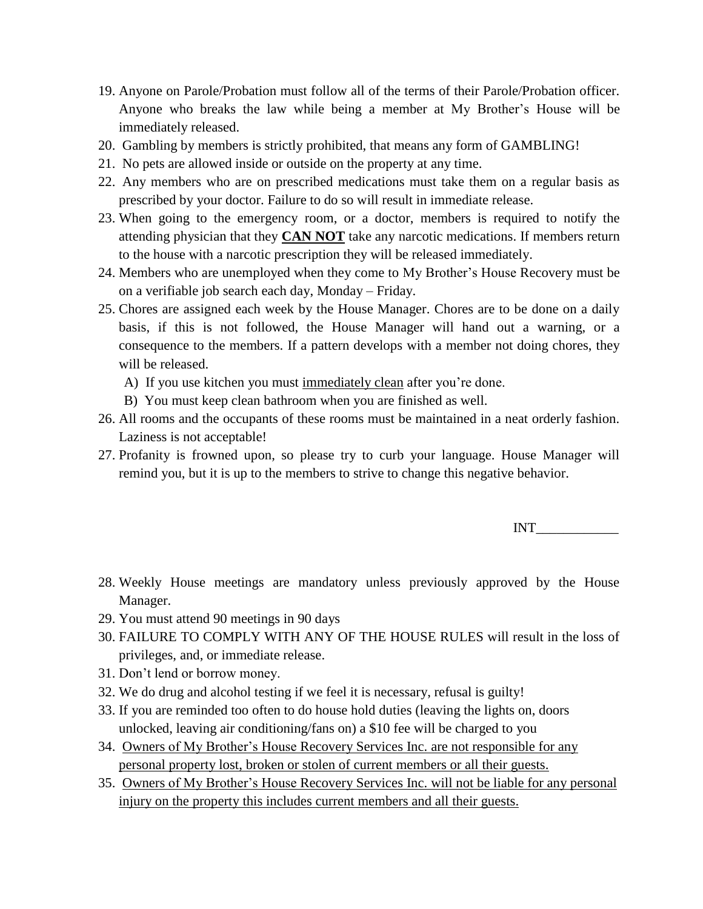19. Anyone on Parole/Probation must follow all of the terms of their Parole/Probation officer. Anyone who breaks the law while being a member at My Brother's House will be immediately released.
20. Gambling by members is strictly prohibited, that means any form of GAMBLING!
21. No pets are allowed inside or outside on the property at any time.
22. Any members who are on prescribed medications must take them on a regular basis as prescribed by your doctor. Failure to do so will result in immediate release.
23. When going to the emergency room, or a doctor, members is required to notify the attending physician that they <u>**CAN NOT**</u> take any narcotic medications. If members return to the house with a narcotic prescription they will be released immediately.
24. Members who are unemployed when they come to My Brother's House Recovery must be on a verifiable job search each day, Monday – Friday.
25. Chores are assigned each week by the House Manager. Chores are to be done on a daily basis, if this is not followed, the House Manager will hand out a warning, or a consequence to the members. If a pattern develops with a member not doing chores, they will be released.
    - A) If you use kitchen you must <u>immediately clean</u> after you're done.
    - B) You must keep clean bathroom when you are finished as well.
26. All rooms and the occupants of these rooms must be maintained in a neat orderly fashion. Laziness is not acceptable!
27. Profanity is frowned upon, so please try to curb your language. House Manager will remind you, but it is up to the members to strive to change this negative behavior.

INT____________

28. Weekly House meetings are mandatory unless previously approved by the House Manager.
29. You must attend 90 meetings in 90 days
30. FAILURE TO COMPLY WITH ANY OF THE HOUSE RULES will result in the loss of privileges, and, or immediate release.
31. Don't lend or borrow money.
32. We do drug and alcohol testing if we feel it is necessary, refusal is guilty!
33. If you are reminded too often to do house hold duties (leaving the lights on, doors unlocked, leaving air conditioning/fans on) a $10 fee will be charged to you
34. <u>Owners of My Brother's House Recovery Services Inc. are not responsible for any personal property lost, broken or stolen of current members or all their guests.</u>
35. <u>Owners of My Brother's House Recovery Services Inc. will not be liable for any personal injury on the property this includes current members and all their guests.</u>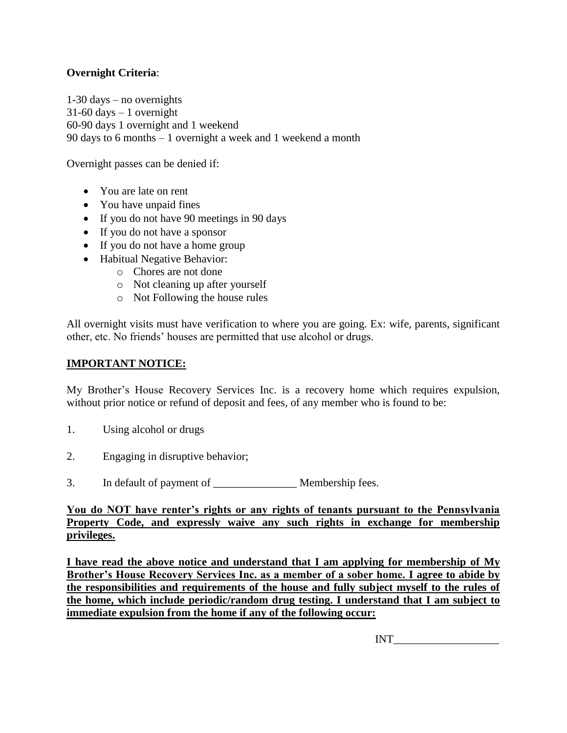**Overnight Criteria**:

1-30 days – no overnights
31-60 days – 1 overnight
60-90 days 1 overnight and 1 weekend
90 days to 6 months – 1 overnight a week and 1 weekend a month

Overnight passes can be denied if:

- You are late on rent
- You have unpaid fines
- If you do not have 90 meetings in 90 days
- If you do not have a sponsor
- If you do not have a home group
- Habitual Negative Behavior:
  - Chores are not done
  - Not cleaning up after yourself
  - Not Following the house rules

All overnight visits must have verification to where you are going. Ex: wife, parents, significant other, etc. No friends' houses are permitted that use alcohol or drugs.

**IMPORTANT NOTICE:**

My Brother's House Recovery Services Inc. is a recovery home which requires expulsion, without prior notice or refund of deposit and fees, of any member who is found to be:

1. Using alcohol or drugs

2. Engaging in disruptive behavior;

3. In default of payment of _______________ Membership fees.

**You do NOT have renter's rights or any rights of tenants pursuant to the Pennsylvania Property Code, and expressly waive any such rights in exchange for membership privileges.**

**I have read the above notice and understand that I am applying for membership of My Brother's House Recovery Services Inc. as a member of a sober home. I agree to abide by the responsibilities and requirements of the house and fully subject myself to the rules of the home, which include periodic/random drug testing. I understand that I am subject to immediate expulsion from the home if any of the following occur:**

INT___________________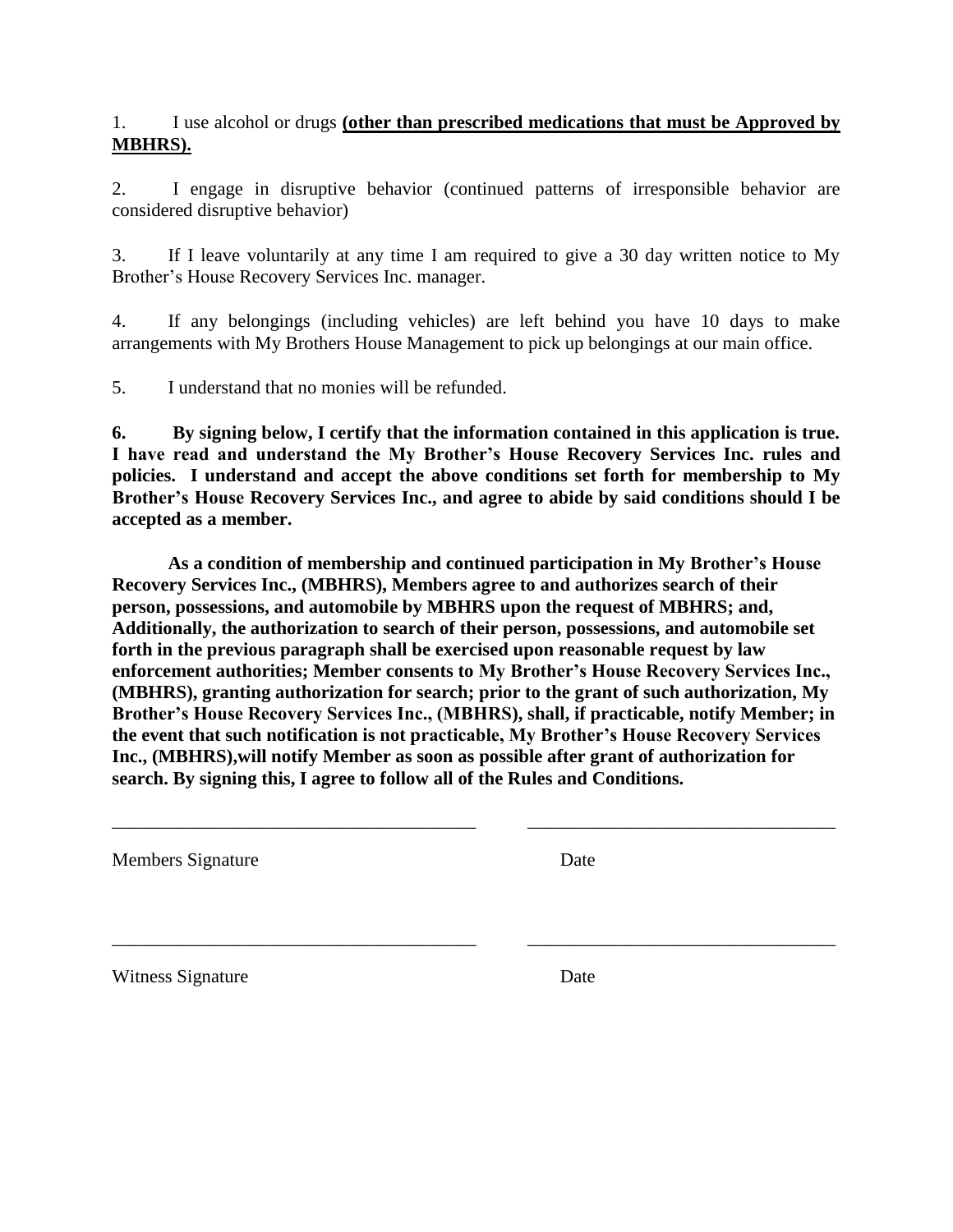1. I use alcohol or drugs **(other than prescribed medications that must be Approved by MBHRS).**

2. I engage in disruptive behavior (continued patterns of irresponsible behavior are considered disruptive behavior)

3. If I leave voluntarily at any time I am required to give a 30 day written notice to My Brother's House Recovery Services Inc. manager.

4. If any belongings (including vehicles) are left behind you have 10 days to make arrangements with My Brothers House Management to pick up belongings at our main office.

5. I understand that no monies will be refunded.

**6. By signing below, I certify that the information contained in this application is true. I have read and understand the My Brother's House Recovery Services Inc. rules and policies. I understand and accept the above conditions set forth for membership to My Brother's House Recovery Services Inc., and agree to abide by said conditions should I be accepted as a member.**

**As a condition of membership and continued participation in My Brother's House Recovery Services Inc., (MBHRS), Members agree to and authorizes search of their person, possessions, and automobile by MBHRS upon the request of MBHRS; and, Additionally, the authorization to search of their person, possessions, and automobile set forth in the previous paragraph shall be exercised upon reasonable request by law enforcement authorities; Member consents to My Brother's House Recovery Services Inc., (MBHRS), granting authorization for search; prior to the grant of such authorization, My Brother's House Recovery Services Inc., (MBHRS), shall, if practicable, notify Member; in the event that such notification is not practicable, My Brother's House Recovery Services Inc., (MBHRS),will notify Member as soon as possible after grant of authorization for search. By signing this, I agree to follow all of the Rules and Conditions.**

\_\_\_\_\_\_\_\_\_\_\_\_\_\_\_\_\_\_\_\_\_\_\_\_\_\_\_\_\_\_\_\_\_\_\_\_\_\_\_\_ \_\_\_\_\_\_\_\_\_\_\_\_\_\_\_\_\_\_\_\_\_\_\_\_\_\_\_\_\_\_\_\_\_\_

Members Signature Date

\_\_\_\_\_\_\_\_\_\_\_\_\_\_\_\_\_\_\_\_\_\_\_\_\_\_\_\_\_\_\_\_\_\_\_\_\_\_\_\_ \_\_\_\_\_\_\_\_\_\_\_\_\_\_\_\_\_\_\_\_\_\_\_\_\_\_\_\_\_\_\_\_\_\_

Witness Signature Date